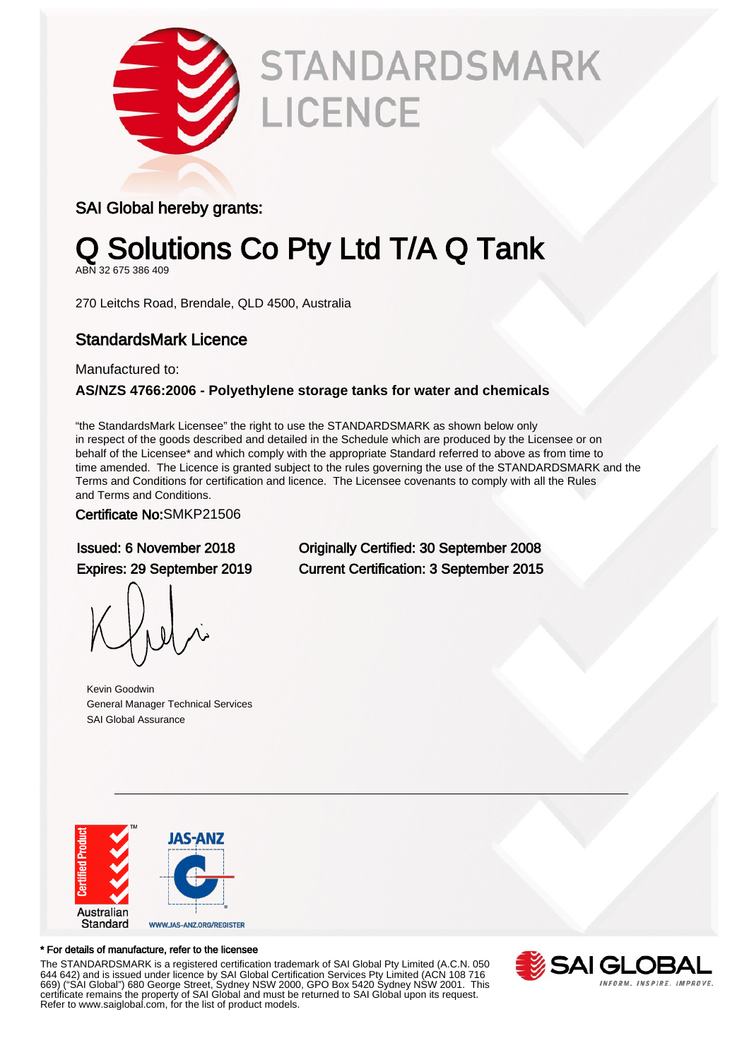# STANDARDSMARK LICENCE

SAI Global hereby grants:

# Q Solutions Co Pty Ltd T/A Q Tank

ABN 32 675 386 409

270 Leitchs Road, Brendale, QLD 4500, Australia

## StandardsMark Licence

Manufactured to:

**AS/NZS 4766:2006 - Polyethylene storage tanks for water and chemicals**

"the StandardsMark Licensee" the right to use the STANDARDSMARK as shown below only in respect of the goods described and detailed in the Schedule which are produced by the Licensee or on behalf of the Licensee* and which comply with the appropriate Standard referred to above as from time to time amended. The Licence is granted subject to the rules governing the use of the STANDARDSMARK and the Terms and Conditions for certification and licence. The Licensee covenants to comply with all the Rules and Terms and Conditions.

Certificate No:SMKP21506

Issued: 6 November 2018

Expires: 29 September 2019

Originally Certified: 30 September 2008

Current Certification: 3 September 2015

Kevin Goodwin
General Manager Technical Services
SAI Global Assurance

Certified Product Australian Standard

JAS-ANZ WWW.JAS-ANZ.ORG/REGISTER

**\* For details of manufacture, refer to the licensee**

The STANDARDSMARK is a registered certification trademark of SAI Global Pty Limited (A.C.N. 050 644 642) and is issued under licence by SAI Global Certification Services Pty Limited (ACN 108 716 669) ("SAI Global") 680 George Street, Sydney NSW 2000, GPO Box 5420 Sydney NSW 2001. This certificate remains the property of SAI Global and must be returned to SAI Global upon its request. Refer to www.saiglobal.com, for the list of product models.

SAI GLOBAL INFORM. INSPIRE. IMPROVE.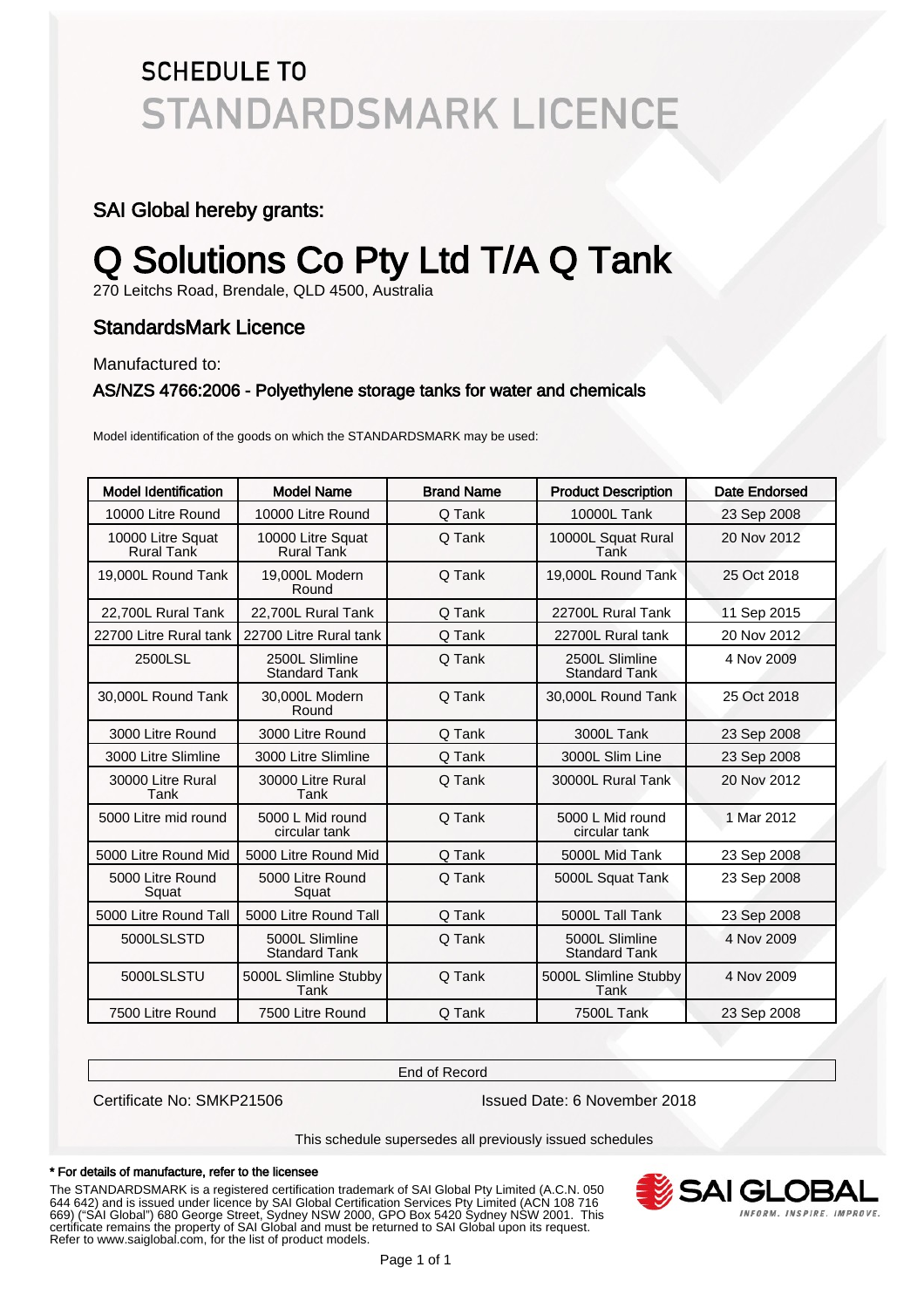# SCHEDULE TO STANDARDSMARK LICENCE

## SAI Global hereby grants:

# Q Solutions Co Pty Ltd T/A Q Tank

270 Leitchs Road, Brendale, QLD 4500, Australia

## StandardsMark Licence

Manufactured to:

### AS/NZS 4766:2006 - Polyethylene storage tanks for water and chemicals

Model identification of the goods on which the STANDARDSMARK may be used:

| Model Identification | Model Name | Brand Name | Product Description | Date Endorsed |
|---|---|---|---|---|
| 10000 Litre Round | 10000 Litre Round | Q Tank | 10000L Tank | 23 Sep 2008 |
| 10000 Litre Squat Rural Tank | 10000 Litre Squat Rural Tank | Q Tank | 10000L Squat Rural Tank | 20 Nov 2012 |
| 19,000L Round Tank | 19,000L Modern Round | Q Tank | 19,000L Round Tank | 25 Oct 2018 |
| 22,700L Rural Tank | 22,700L Rural Tank | Q Tank | 22700L Rural Tank | 11 Sep 2015 |
| 22700 Litre Rural tank | 22700 Litre Rural tank | Q Tank | 22700L Rural tank | 20 Nov 2012 |
| 2500LSL | 2500L Slimline Standard Tank | Q Tank | 2500L Slimline Standard Tank | 4 Nov 2009 |
| 30,000L Round Tank | 30,000L Modern Round | Q Tank | 30,000L Round Tank | 25 Oct 2018 |
| 3000 Litre Round | 3000 Litre Round | Q Tank | 3000L Tank | 23 Sep 2008 |
| 3000 Litre Slimline | 3000 Litre Slimline | Q Tank | 3000L Slim Line | 23 Sep 2008 |
| 30000 Litre Rural Tank | 30000 Litre Rural Tank | Q Tank | 30000L Rural Tank | 20 Nov 2012 |
| 5000 Litre mid round | 5000 L Mid round circular tank | Q Tank | 5000 L Mid round circular tank | 1 Mar 2012 |
| 5000 Litre Round Mid | 5000 Litre Round Mid | Q Tank | 5000L Mid Tank | 23 Sep 2008 |
| 5000 Litre Round Squat | 5000 Litre Round Squat | Q Tank | 5000L Squat Tank | 23 Sep 2008 |
| 5000 Litre Round Tall | 5000 Litre Round Tall | Q Tank | 5000L Tall Tank | 23 Sep 2008 |
| 5000LSLSTD | 5000L Slimline Standard Tank | Q Tank | 5000L Slimline Standard Tank | 4 Nov 2009 |
| 5000LSLSTU | 5000L Slimline Stubby Tank | Q Tank | 5000L Slimline Stubby Tank | 4 Nov 2009 |
| 7500 Litre Round | 7500 Litre Round | Q Tank | 7500L Tank | 23 Sep 2008 |

End of Record

Certificate No: SMKP21506

Issued Date: 6 November 2018

This schedule supersedes all previously issued schedules

**\* For details of manufacture, refer to the licensee**

The STANDARDSMARK is a registered certification trademark of SAI Global Pty Limited (A.C.N. 050 644 642) and is issued under licence by SAI Global Certification Services Pty Limited (ACN 108 716 669) ("SAI Global") 680 George Street, Sydney NSW 2000, GPO Box 5420 Sydney NSW 2001. This certificate remains the property of SAI Global and must be returned to SAI Global upon its request. Refer to www.saiglobal.com, for the list of product models.

SAI GLOBAL
INFORM. INSPIRE. IMPROVE.